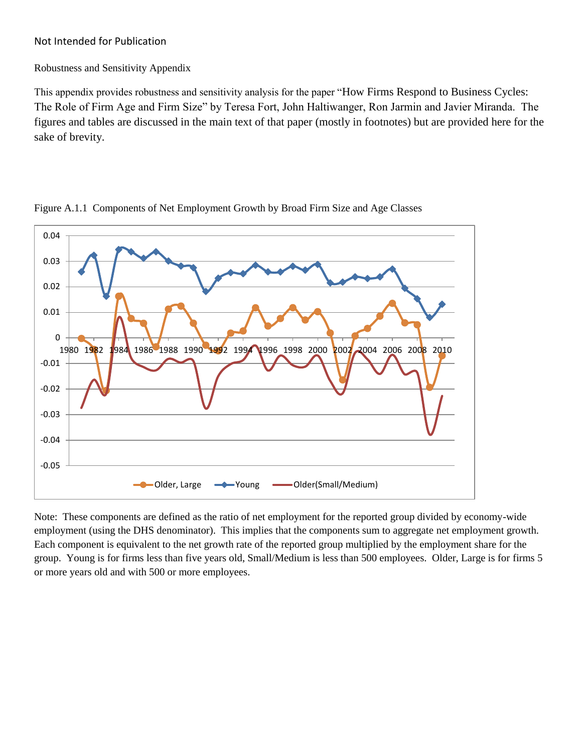Not Intended for Publication

Robustness and Sensitivity Appendix

This appendix provides robustness and sensitivity analysis for the paper "How Firms Respond to Business Cycles: The Role of Firm Age and Firm Size" by Teresa Fort, John Haltiwanger, Ron Jarmin and Javier Miranda. The figures and tables are discussed in the main text of that paper (mostly in footnotes) but are provided here for the sake of brevity.

Figure A.1.1 Components of Net Employment Growth by Broad Firm Size and Age Classes

Note: These components are defined as the ratio of net employment for the reported group divided by economy-wide employment (using the DHS denominator). This implies that the components sum to aggregate net employment growth. Each component is equivalent to the net growth rate of the reported group multiplied by the employment share for the group. Young is for firms less than five years old, Small/Medium is less than 500 employees. Older, Large is for firms 5 or more years old and with 500 or more employees.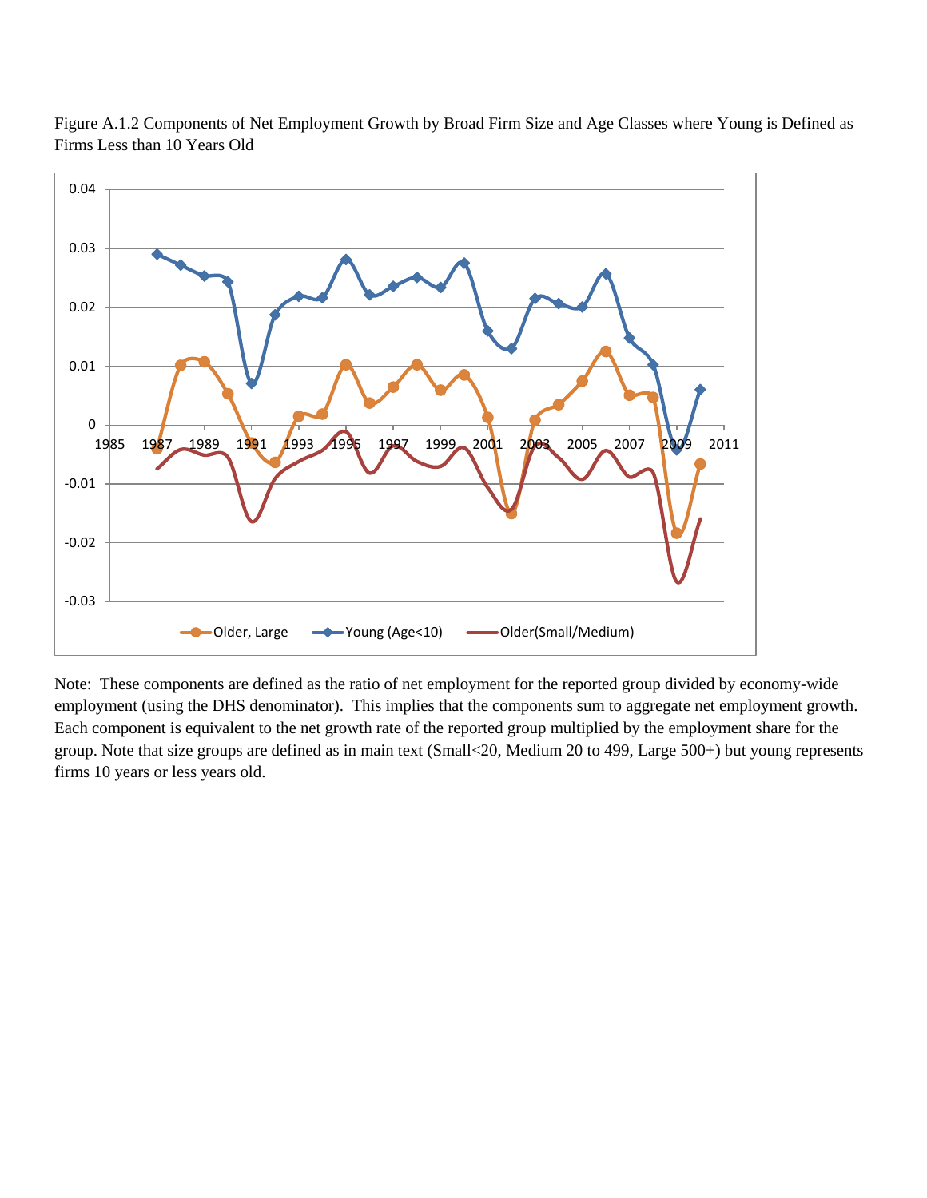Figure A.1.2 Components of Net Employment Growth by Broad Firm Size and Age Classes where Young is Defined as Firms Less than 10 Years Old

Note: These components are defined as the ratio of net employment for the reported group divided by economy-wide employment (using the DHS denominator). This implies that the components sum to aggregate net employment growth. Each component is equivalent to the net growth rate of the reported group multiplied by the employment share for the group. Note that size groups are defined as in main text (Small<20, Medium 20 to 499, Large 500+) but young represents firms 10 years or less years old.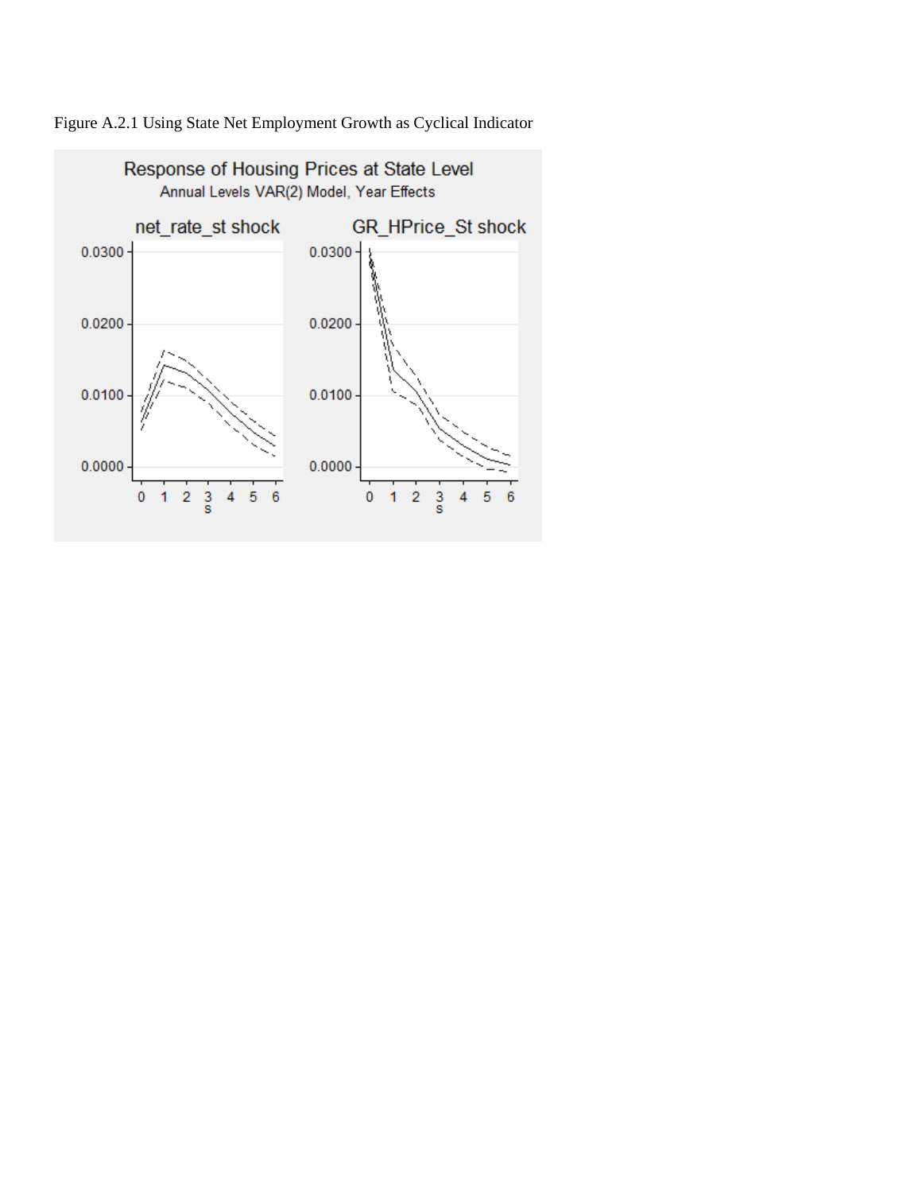Figure A.2.1 Using State Net Employment Growth as Cyclical Indicator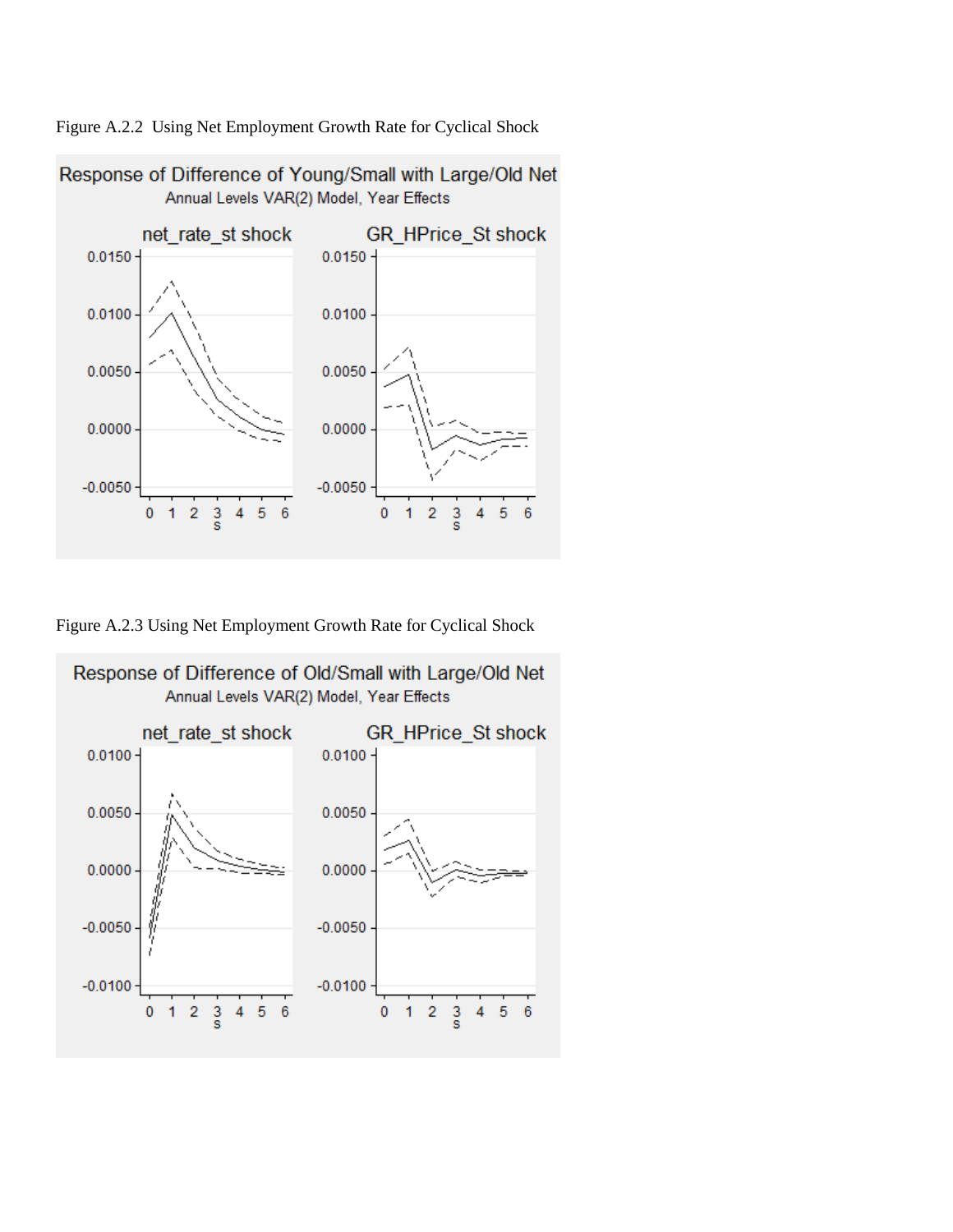Figure A.2.2 Using Net Employment Growth Rate for Cyclical Shock

Figure A.2.3 Using Net Employment Growth Rate for Cyclical Shock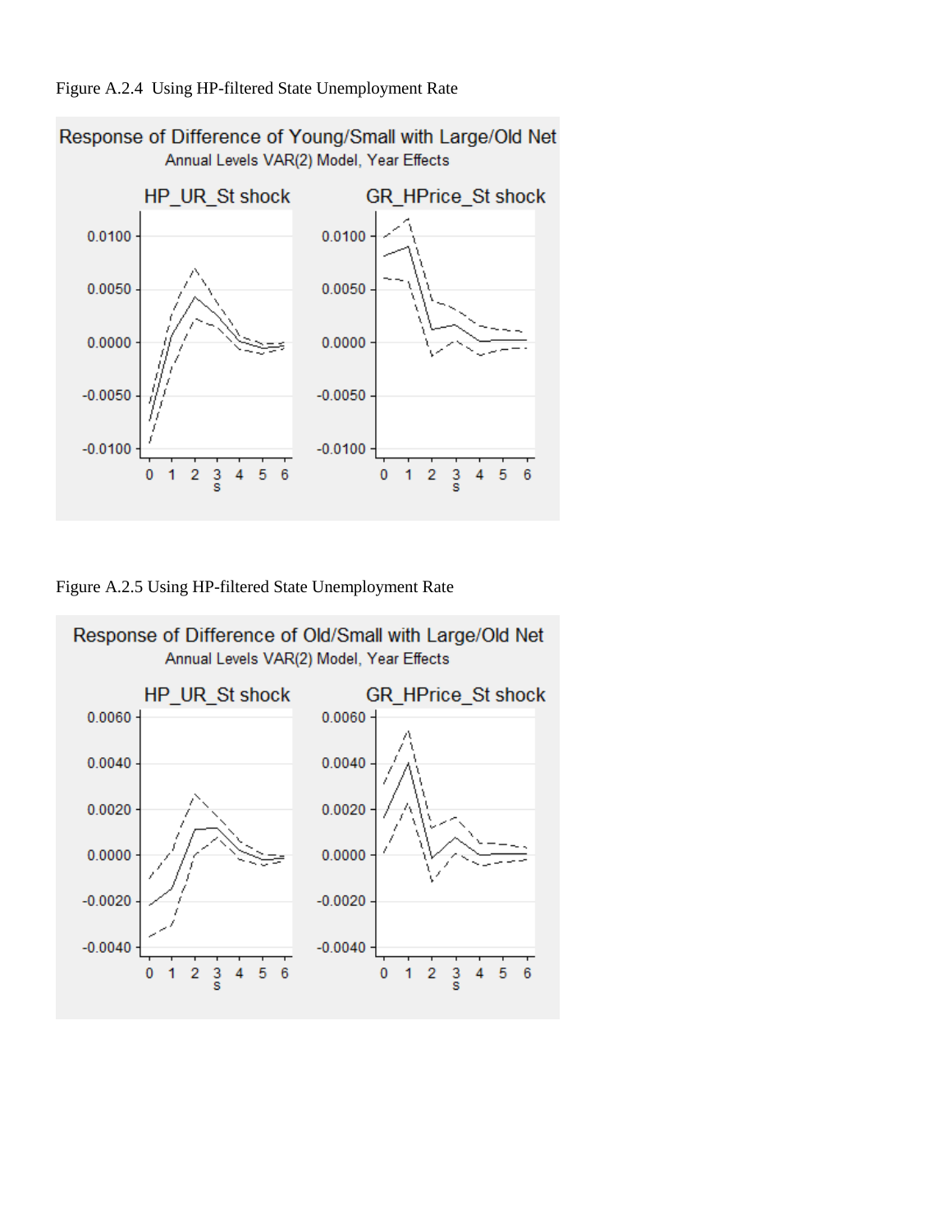Figure A.2.4 Using HP-filtered State Unemployment Rate

Figure A.2.5 Using HP-filtered State Unemployment Rate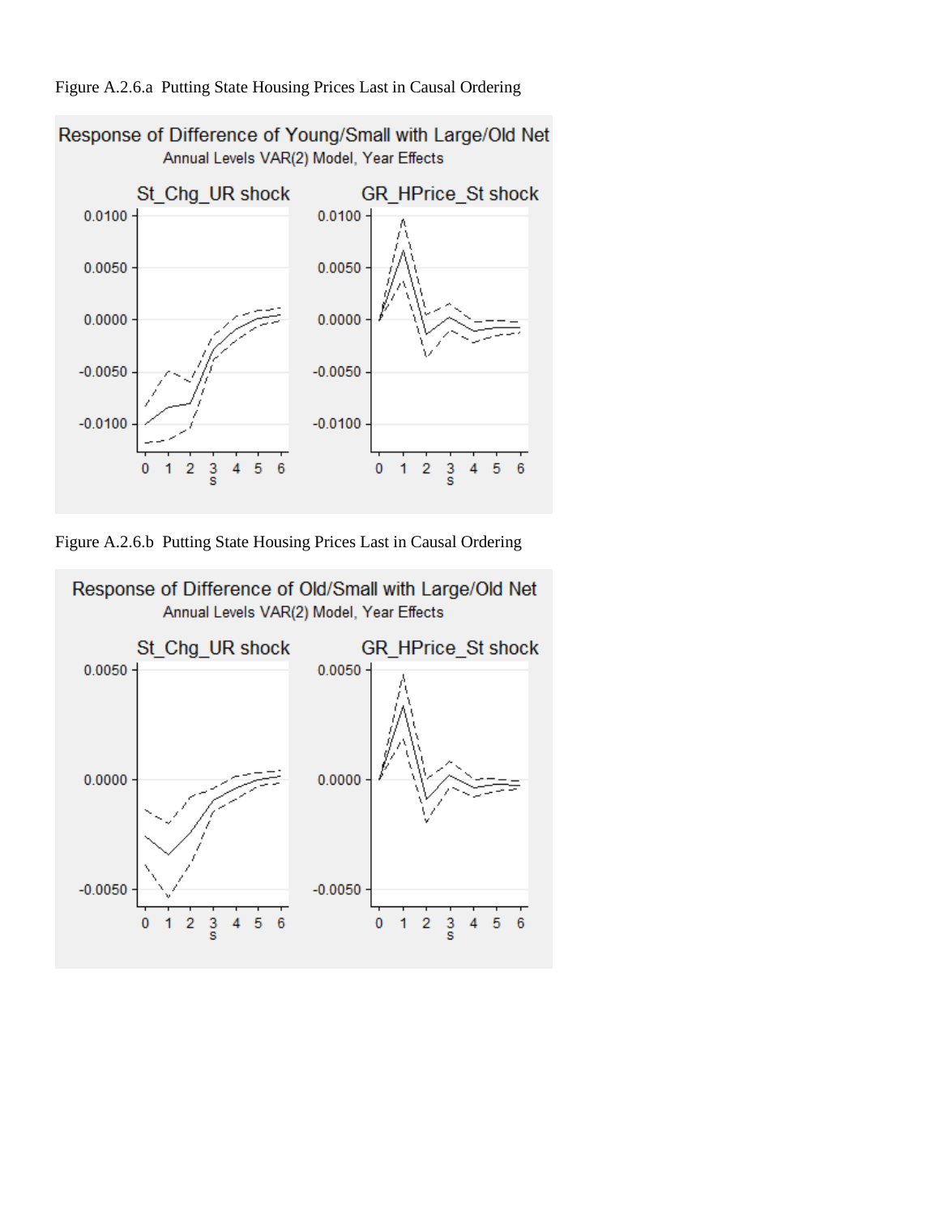Figure A.2.6.a Putting State Housing Prices Last in Causal Ordering

Response of Difference of Young/Small with Large/Old Net

Annual Levels VAR(2) Model, Year Effects

St_Chg_UR shock | GR_HPrice_St shock

Figure A.2.6.b Putting State Housing Prices Last in Causal Ordering

Response of Difference of Old/Small with Large/Old Net

Annual Levels VAR(2) Model, Year Effects

St_Chg_UR shock | GR_HPrice_St shock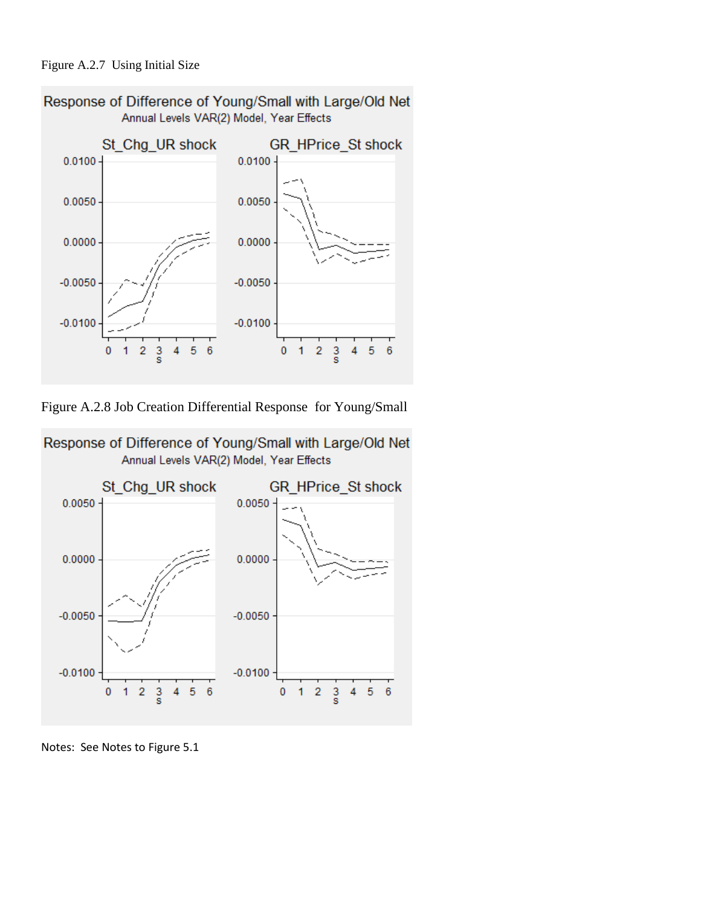Figure A.2.7 Using Initial Size

Figure A.2.8 Job Creation Differential Response for Young/Small

Notes: See Notes to Figure 5.1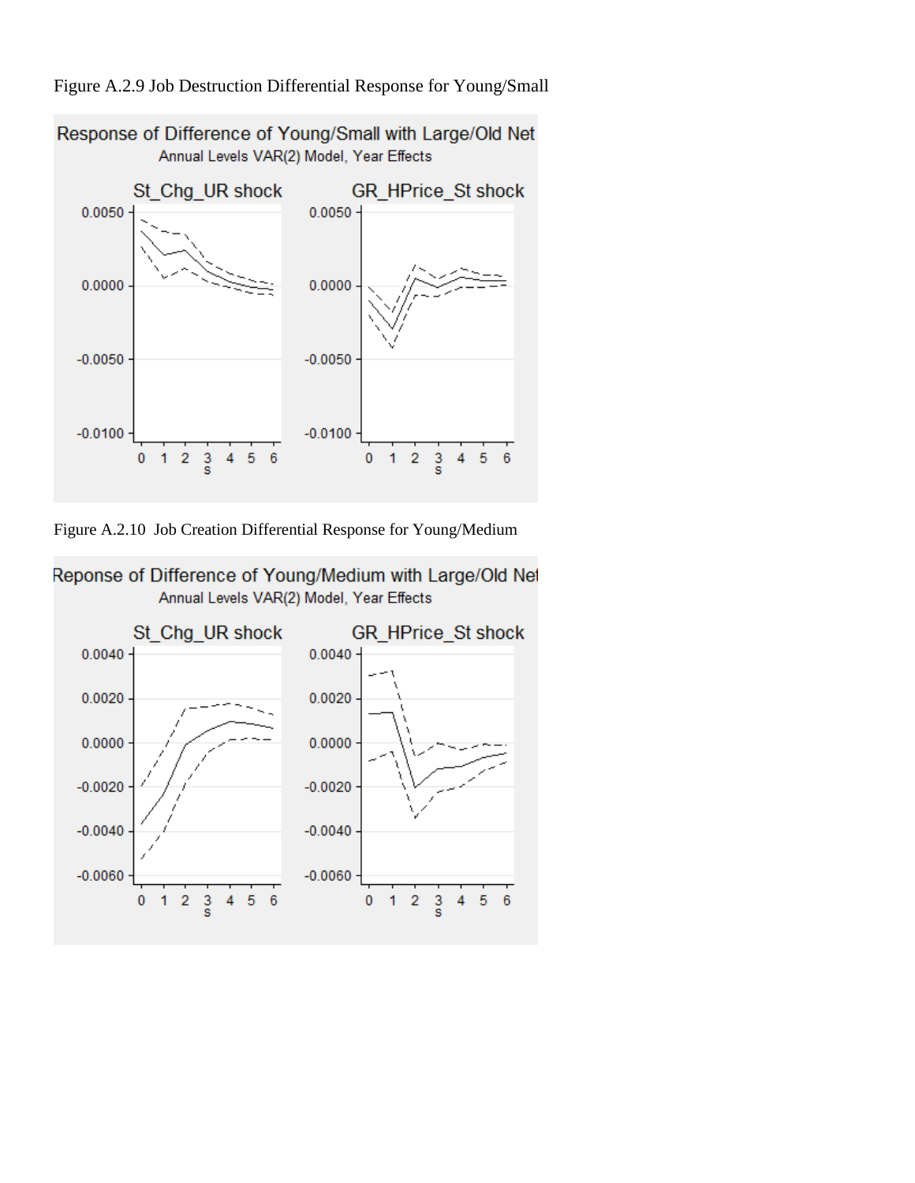Figure A.2.9 Job Destruction Differential Response for Young/Small

Figure A.2.10 Job Creation Differential Response for Young/Medium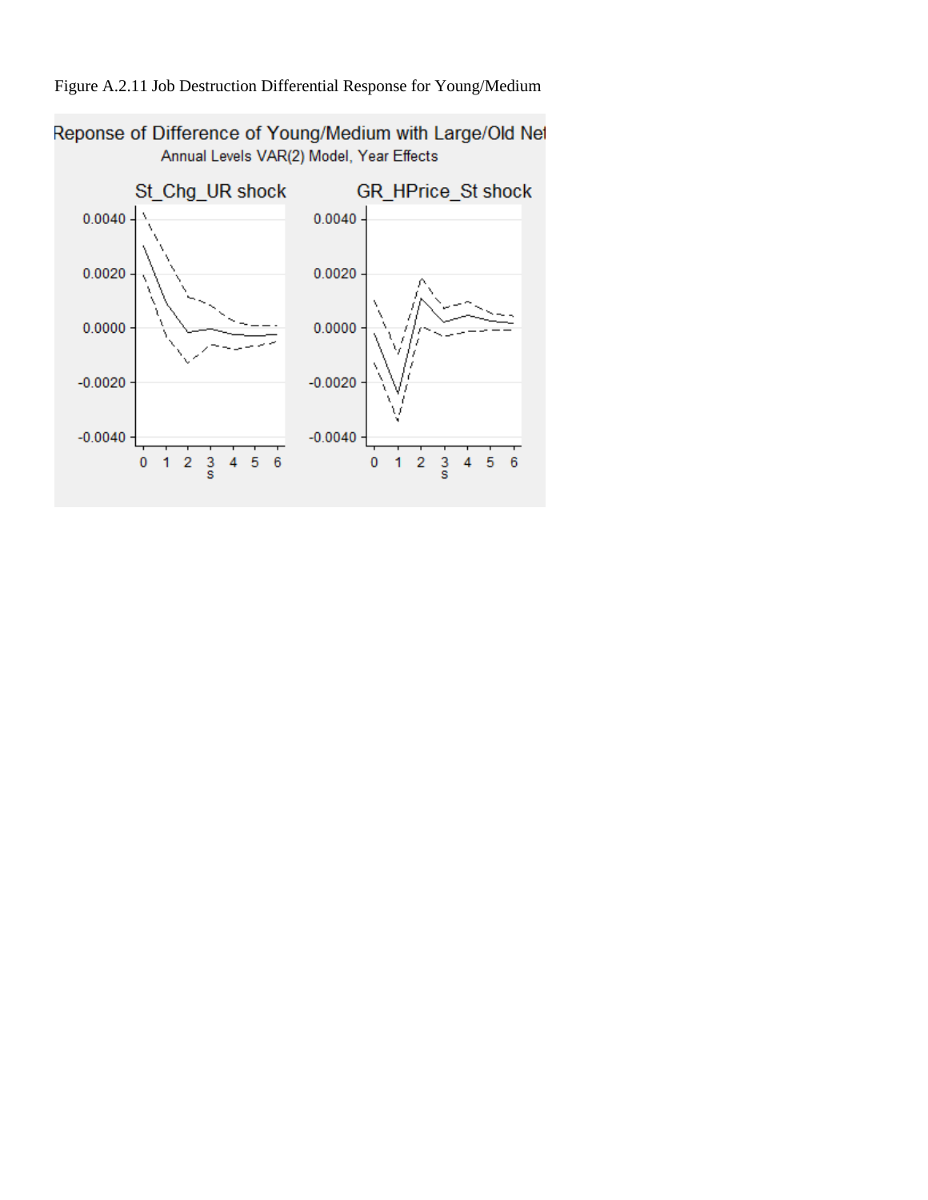Figure A.2.11 Job Destruction Differential Response for Young/Medium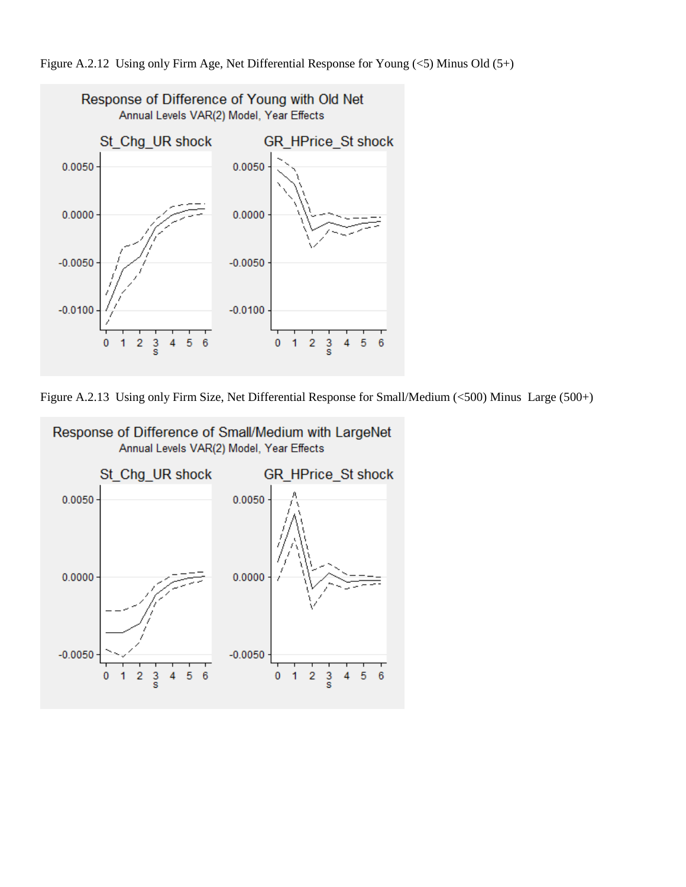Figure A.2.12 Using only Firm Age, Net Differential Response for Young (<5) Minus Old (5+)

Figure A.2.13 Using only Firm Size, Net Differential Response for Small/Medium (<500) Minus Large (500+)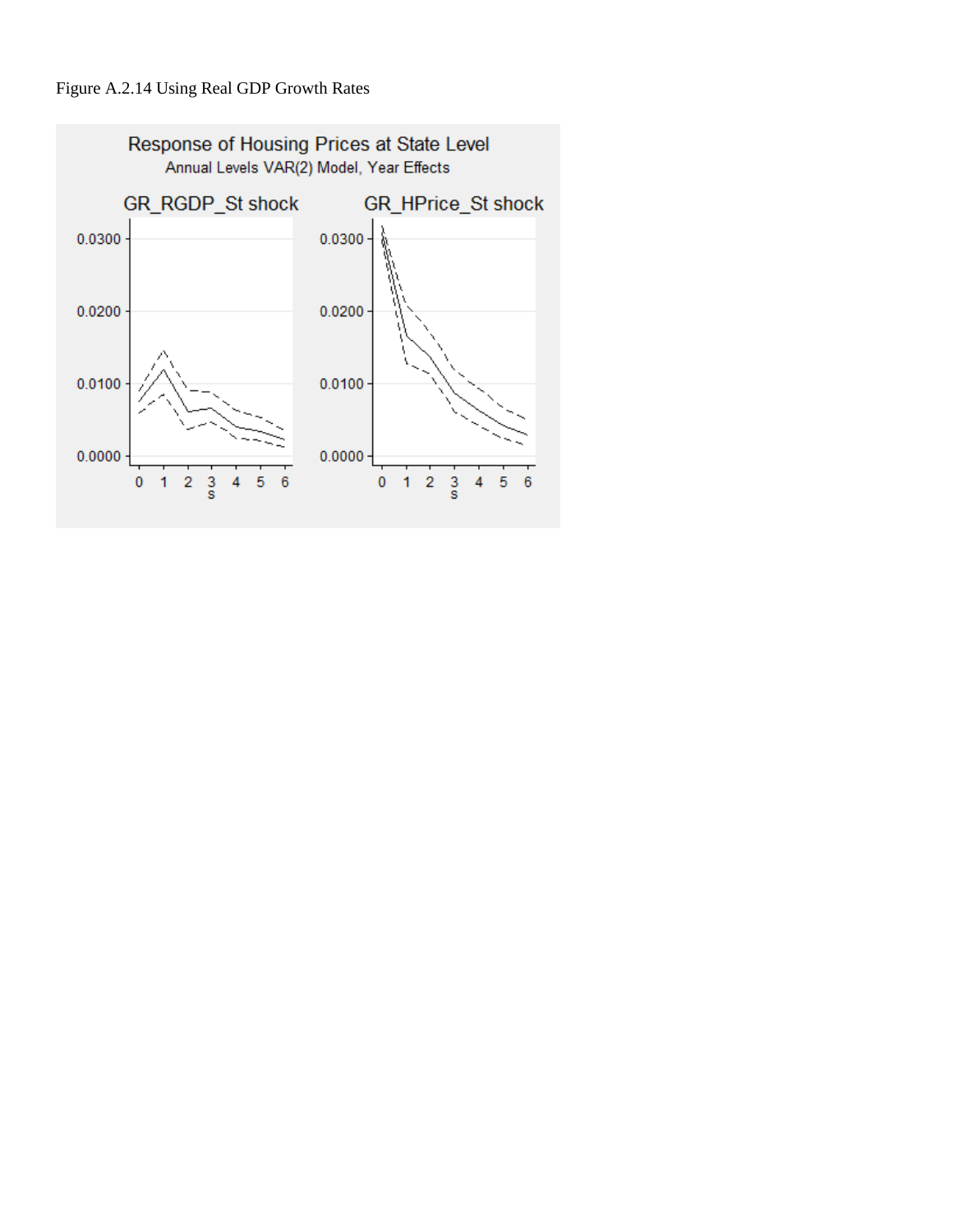Figure A.2.14 Using Real GDP Growth Rates

Response of Housing Prices at State Level

Annual Levels VAR(2) Model, Year Effects

GR_RGDP_St shock

GR_HPrice_St shock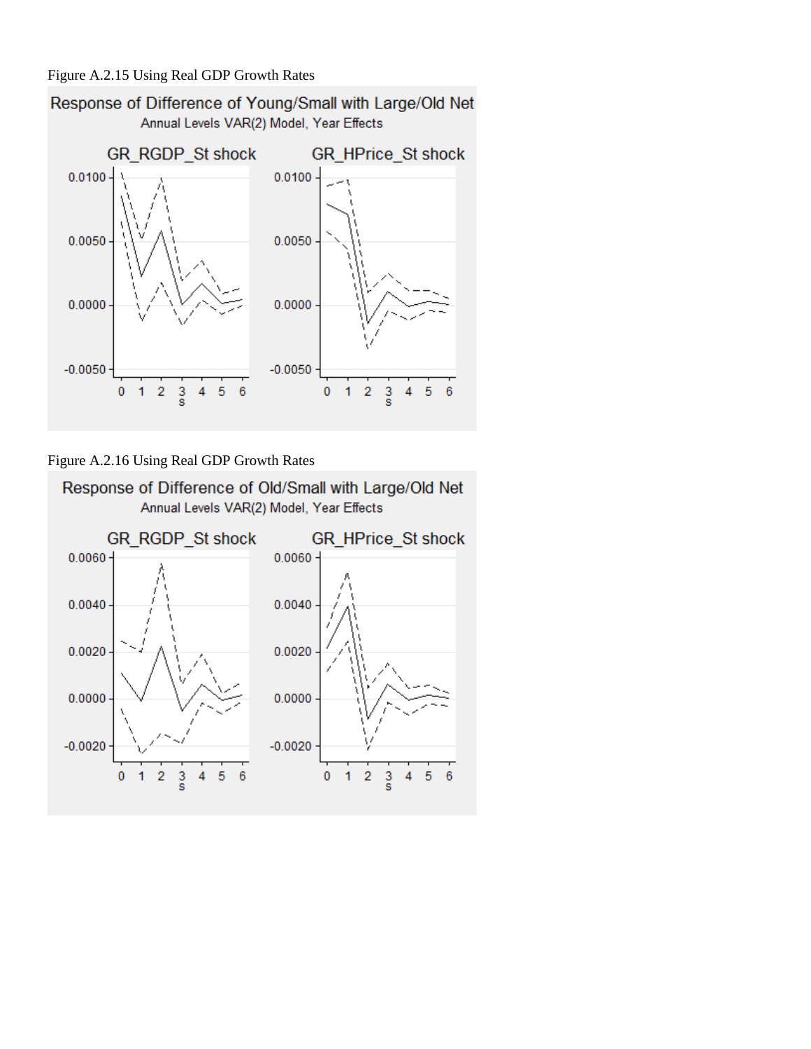Figure A.2.15 Using Real GDP Growth Rates

Response of Difference of Young/Small with Large/Old Net

Annual Levels VAR(2) Model, Year Effects

GR_RGDP_St shock | GR_HPrice_St shock

Figure A.2.16 Using Real GDP Growth Rates

Response of Difference of Old/Small with Large/Old Net

Annual Levels VAR(2) Model, Year Effects

GR_RGDP_St shock | GR_HPrice_St shock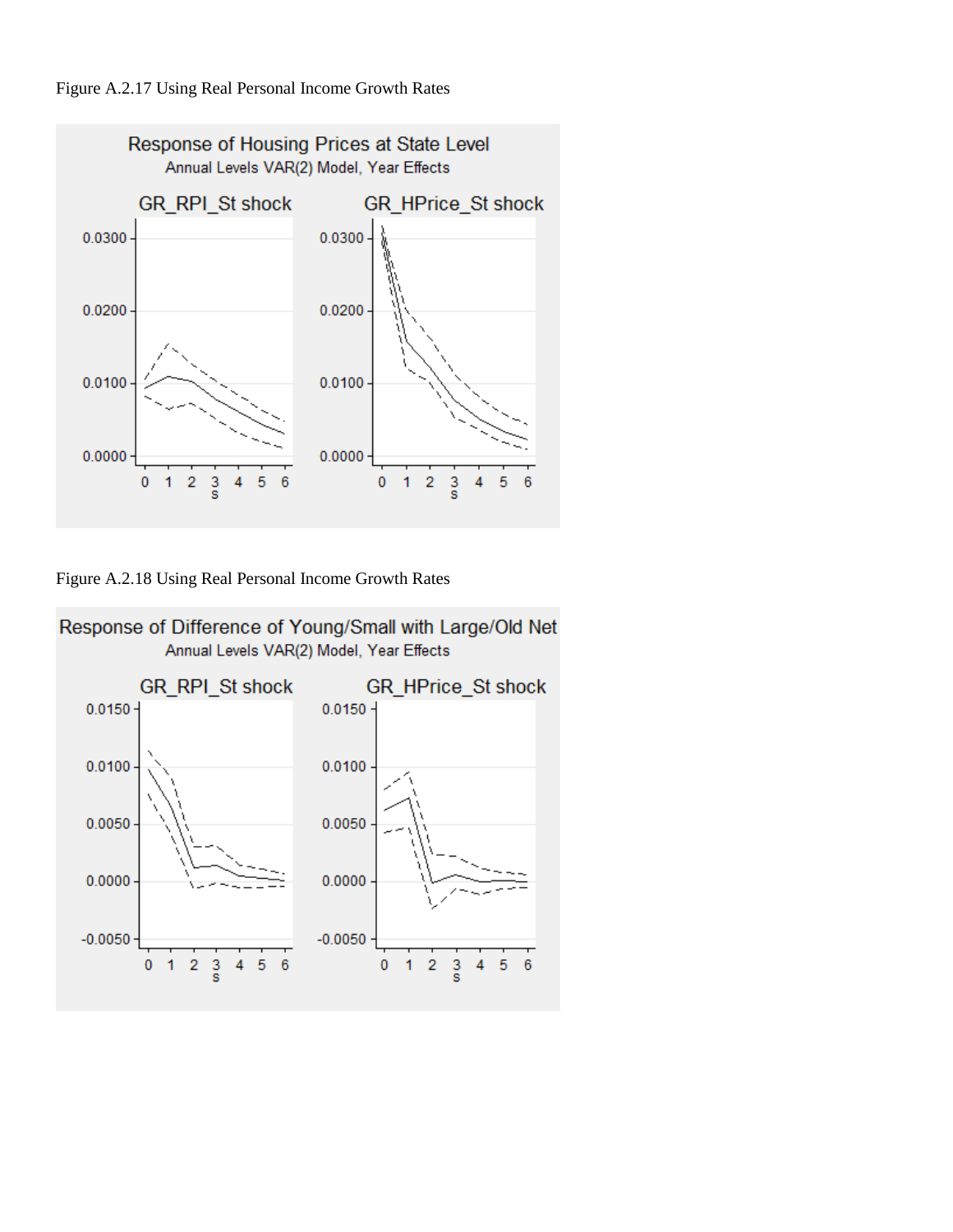Figure A.2.17 Using Real Personal Income Growth Rates

Figure A.2.18 Using Real Personal Income Growth Rates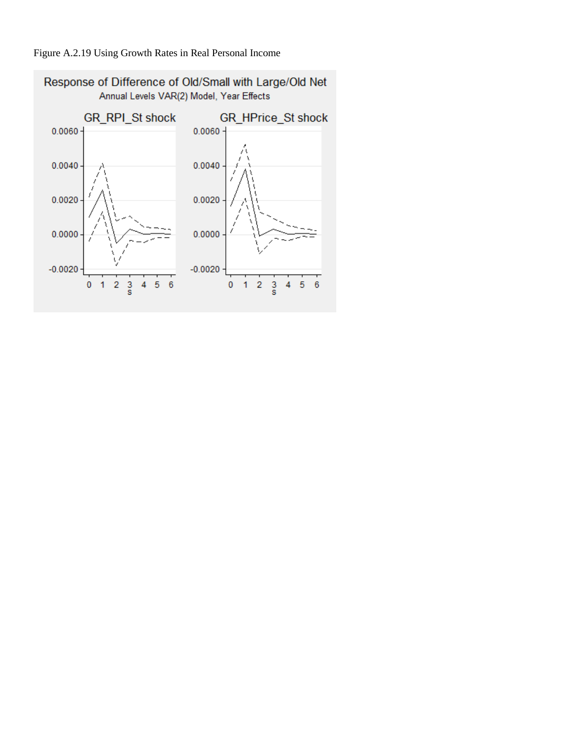Figure A.2.19 Using Growth Rates in Real Personal Income

Response of Difference of Old/Small with Large/Old Net

Annual Levels VAR(2) Model, Year Effects

GR_RPI_St shock

GR_HPrice_St shock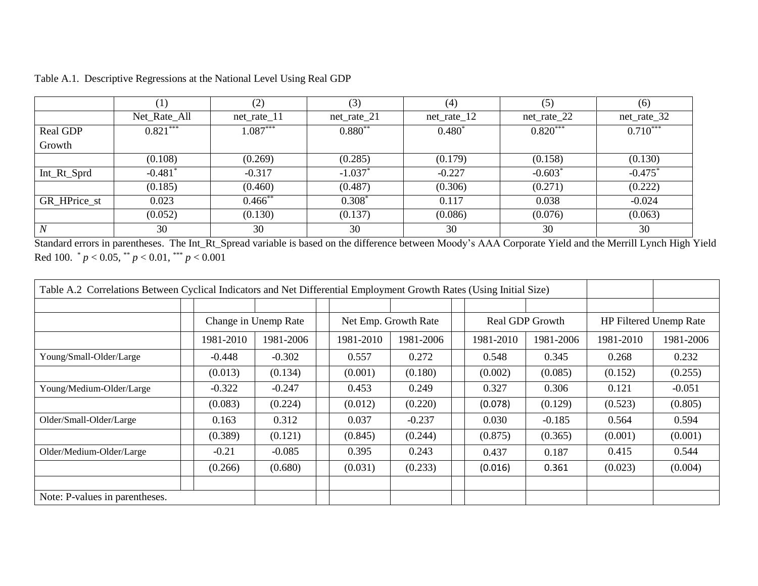Table A.1. Descriptive Regressions at the National Level Using Real GDP

| | (1) | (2) | (3) | (4) | (5) | (6) |
|---|---|---|---|---|---|---|
| | Net_Rate_All | net_rate_11 | net_rate_21 | net_rate_12 | net_rate_22 | net_rate_32 |
| Real GDP Growth | 0.821*** | 1.087*** | 0.880** | 0.480* | 0.820*** | 0.710*** |
| | (0.108) | (0.269) | (0.285) | (0.179) | (0.158) | (0.130) |
| Int_Rt_Sprd | -0.481* | -0.317 | -1.037* | -0.227 | -0.603* | -0.475* |
| | (0.185) | (0.460) | (0.487) | (0.306) | (0.271) | (0.222) |
| GR_HPrice_st | 0.023 | 0.466** | 0.308* | 0.117 | 0.038 | -0.024 |
| | (0.052) | (0.130) | (0.137) | (0.086) | (0.076) | (0.063) |
| *N* | 30 | 30 | 30 | 30 | 30 | 30 |

Standard errors in parentheses. The Int_Rt_Spread variable is based on the difference between Moody's AAA Corporate Yield and the Merrill Lynch High Yield Red 100. * $p < 0.05$, ** $p < 0.01$, *** $p < 0.001$

Table A.2 Correlations Between Cyclical Indicators and Net Differential Employment Growth Rates (Using Initial Size)

| | Change in Unemp Rate | | Net Emp. Growth Rate | | Real GDP Growth | | HP Filtered Unemp Rate | |
|---|---|---|---|---|---|---|---|---|
| | 1981-2010 | 1981-2006 | 1981-2010 | 1981-2006 | 1981-2010 | 1981-2006 | 1981-2010 | 1981-2006 |
| Young/Small-Older/Large | -0.448 | -0.302 | 0.557 | 0.272 | 0.548 | 0.345 | 0.268 | 0.232 |
| | (0.013) | (0.134) | (0.001) | (0.180) | (0.002) | (0.085) | (0.152) | (0.255) |
| Young/Medium-Older/Large | -0.322 | -0.247 | 0.453 | 0.249 | 0.327 | 0.306 | 0.121 | -0.051 |
| | (0.083) | (0.224) | (0.012) | (0.220) | (0.078) | (0.129) | (0.523) | (0.805) |
| Older/Small-Older/Large | 0.163 | 0.312 | 0.037 | -0.237 | 0.030 | -0.185 | 0.564 | 0.594 |
| | (0.389) | (0.121) | (0.845) | (0.244) | (0.875) | (0.365) | (0.001) | (0.001) |
| Older/Medium-Older/Large | -0.21 | -0.085 | 0.395 | 0.243 | 0.437 | 0.187 | 0.415 | 0.544 |
| | (0.266) | (0.680) | (0.031) | (0.233) | (0.016) | 0.361 | (0.023) | (0.004) |

Note: P-values in parentheses.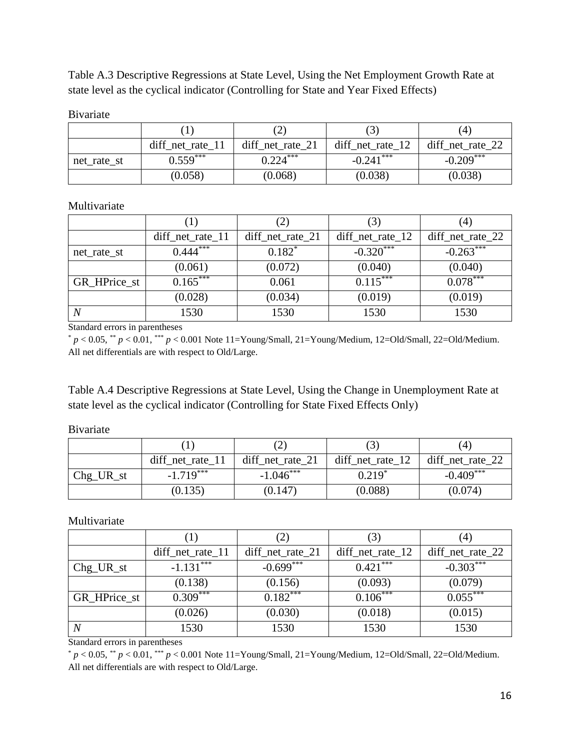Table A.3 Descriptive Regressions at State Level, Using the Net Employment Growth Rate at state level as the cyclical indicator (Controlling for State and Year Fixed Effects)

Bivariate

| | (1) | (2) | (3) | (4) |
|---|---|---|---|---|
| | diff_net_rate_11 | diff_net_rate_21 | diff_net_rate_12 | diff_net_rate_22 |
| net_rate_st | $0.559^{***}$ | $0.224^{***}$ | $-0.241^{***}$ | $-0.209^{***}$ |
| | (0.058) | (0.068) | (0.038) | (0.038) |

Multivariate

| | (1) | (2) | (3) | (4) |
|---|---|---|---|---|
| | diff_net_rate_11 | diff_net_rate_21 | diff_net_rate_12 | diff_net_rate_22 |
| net_rate_st | $0.444^{***}$ | $0.182^{*}$ | $-0.320^{***}$ | $-0.263^{***}$ |
| | (0.061) | (0.072) | (0.040) | (0.040) |
| GR_HPrice_st | $0.165^{***}$ | 0.061 | $0.115^{***}$ | $0.078^{***}$ |
| | (0.028) | (0.034) | (0.019) | (0.019) |
| *N* | 1530 | 1530 | 1530 | 1530 |

Standard errors in parentheses

$^{*}$ $p < 0.05$, $^{**}$ $p < 0.01$, $^{***}$ $p < 0.001$ Note 11=Young/Small, 21=Young/Medium, 12=Old/Small, 22=Old/Medium. All net differentials are with respect to Old/Large.

Table A.4 Descriptive Regressions at State Level, Using the Change in Unemployment Rate at state level as the cyclical indicator (Controlling for State Fixed Effects Only)

Bivariate

| | (1) | (2) | (3) | (4) |
|---|---|---|---|---|
| | diff_net_rate_11 | diff_net_rate_21 | diff_net_rate_12 | diff_net_rate_22 |
| Chg_UR_st | $-1.719^{***}$ | $-1.046^{***}$ | $0.219^{*}$ | $-0.409^{***}$ |
| | (0.135) | (0.147) | (0.088) | (0.074) |

Multivariate

| | (1) | (2) | (3) | (4) |
|---|---|---|---|---|
| | diff_net_rate_11 | diff_net_rate_21 | diff_net_rate_12 | diff_net_rate_22 |
| Chg_UR_st | $-1.131^{***}$ | $-0.699^{***}$ | $0.421^{***}$ | $-0.303^{***}$ |
| | (0.138) | (0.156) | (0.093) | (0.079) |
| GR_HPrice_st | $0.309^{***}$ | $0.182^{***}$ | $0.106^{***}$ | $0.055^{***}$ |
| | (0.026) | (0.030) | (0.018) | (0.015) |
| *N* | 1530 | 1530 | 1530 | 1530 |

Standard errors in parentheses

$^{*}$ $p < 0.05$, $^{**}$ $p < 0.01$, $^{***}$ $p < 0.001$ Note 11=Young/Small, 21=Young/Medium, 12=Old/Small, 22=Old/Medium. All net differentials are with respect to Old/Large.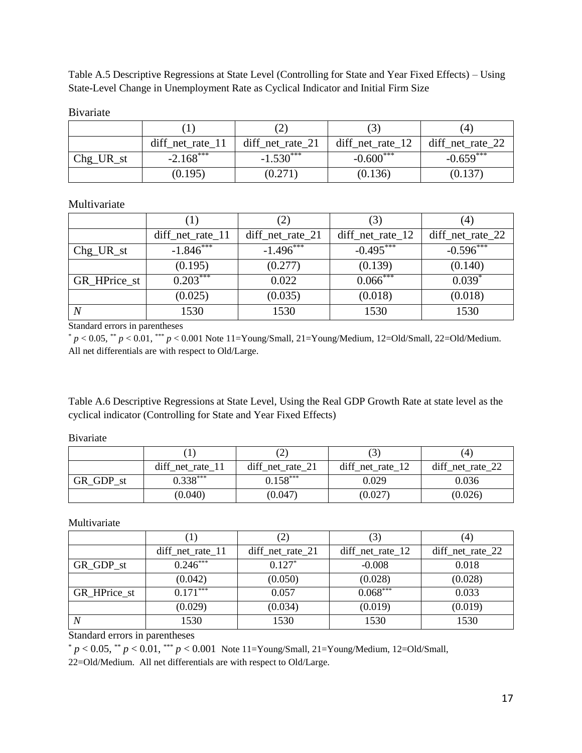Table A.5 Descriptive Regressions at State Level (Controlling for State and Year Fixed Effects) – Using State-Level Change in Unemployment Rate as Cyclical Indicator and Initial Firm Size

Bivariate

| | (1) | (2) | (3) | (4) |
|---|---|---|---|---|
| | diff_net_rate_11 | diff_net_rate_21 | diff_net_rate_12 | diff_net_rate_22 |
| Chg_UR_st | $-2.168^{***}$ | $-1.530^{***}$ | $-0.600^{***}$ | $-0.659^{***}$ |
| | (0.195) | (0.271) | (0.136) | (0.137) |

Multivariate

| | (1) | (2) | (3) | (4) |
|---|---|---|---|---|
| | diff_net_rate_11 | diff_net_rate_21 | diff_net_rate_12 | diff_net_rate_22 |
| Chg_UR_st | $-1.846^{***}$ | $-1.496^{***}$ | $-0.495^{***}$ | $-0.596^{***}$ |
| | (0.195) | (0.277) | (0.139) | (0.140) |
| GR_HPrice_st | $0.203^{***}$ | 0.022 | $0.066^{***}$ | $0.039^{*}$ |
| | (0.025) | (0.035) | (0.018) | (0.018) |
| *N* | 1530 | 1530 | 1530 | 1530 |

Standard errors in parentheses

$^{*}$ $p < 0.05$, $^{**}$ $p < 0.01$, $^{***}$ $p < 0.001$ Note 11=Young/Small, 21=Young/Medium, 12=Old/Small, 22=Old/Medium. All net differentials are with respect to Old/Large.

Table A.6 Descriptive Regressions at State Level, Using the Real GDP Growth Rate at state level as the cyclical indicator (Controlling for State and Year Fixed Effects)

Bivariate

| | (1) | (2) | (3) | (4) |
|---|---|---|---|---|
| | diff_net_rate_11 | diff_net_rate_21 | diff_net_rate_12 | diff_net_rate_22 |
| GR_GDP_st | $0.338^{***}$ | $0.158^{***}$ | 0.029 | 0.036 |
| | (0.040) | (0.047) | (0.027) | (0.026) |

Multivariate

| | (1) | (2) | (3) | (4) |
|---|---|---|---|---|
| | diff_net_rate_11 | diff_net_rate_21 | diff_net_rate_12 | diff_net_rate_22 |
| GR_GDP_st | $0.246^{***}$ | $0.127^{*}$ | -0.008 | 0.018 |
| | (0.042) | (0.050) | (0.028) | (0.028) |
| GR_HPrice_st | $0.171^{***}$ | 0.057 | $0.068^{***}$ | 0.033 |
| | (0.029) | (0.034) | (0.019) | (0.019) |
| *N* | 1530 | 1530 | 1530 | 1530 |

Standard errors in parentheses

$^{*}$ $p < 0.05$, $^{**}$ $p < 0.01$, $^{***}$ $p < 0.001$ Note 11=Young/Small, 21=Young/Medium, 12=Old/Small, 22=Old/Medium. All net differentials are with respect to Old/Large.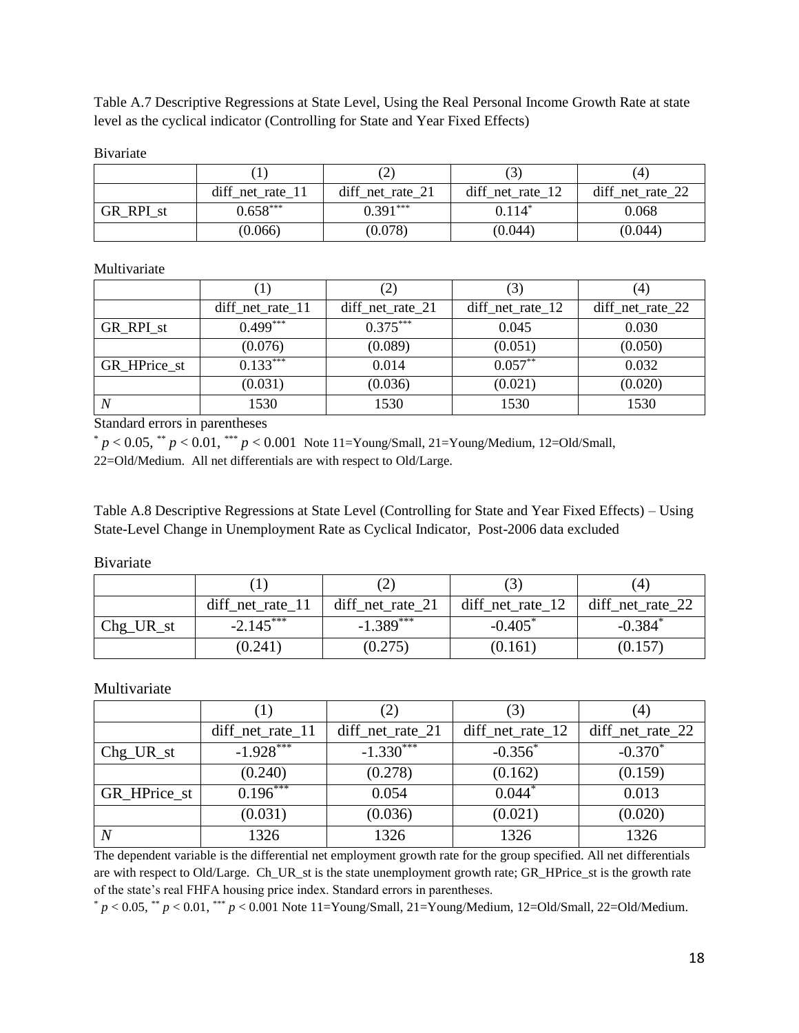Table A.7 Descriptive Regressions at State Level, Using the Real Personal Income Growth Rate at state level as the cyclical indicator (Controlling for State and Year Fixed Effects)

Bivariate

| | (1) | (2) | (3) | (4) |
|---|---|---|---|---|
| | diff_net_rate_11 | diff_net_rate_21 | diff_net_rate_12 | diff_net_rate_22 |
| GR_RPI_st | $0.658^{***}$ | $0.391^{***}$ | $0.114^{*}$ | 0.068 |
| | (0.066) | (0.078) | (0.044) | (0.044) |

Multivariate

| | (1) | (2) | (3) | (4) |
|---|---|---|---|---|
| | diff_net_rate_11 | diff_net_rate_21 | diff_net_rate_12 | diff_net_rate_22 |
| GR_RPI_st | $0.499^{***}$ | $0.375^{***}$ | 0.045 | 0.030 |
| | (0.076) | (0.089) | (0.051) | (0.050) |
| GR_HPrice_st | $0.133^{***}$ | 0.014 | $0.057^{**}$ | 0.032 |
| | (0.031) | (0.036) | (0.021) | (0.020) |
| $N$ | 1530 | 1530 | 1530 | 1530 |

Standard errors in parentheses

$^{*}$ $p < 0.05$, $^{**}$ $p < 0.01$, $^{***}$ $p < 0.001$ Note 11=Young/Small, 21=Young/Medium, 12=Old/Small, 22=Old/Medium. All net differentials are with respect to Old/Large.

Table A.8 Descriptive Regressions at State Level (Controlling for State and Year Fixed Effects) – Using State-Level Change in Unemployment Rate as Cyclical Indicator, Post-2006 data excluded

Bivariate

| | (1) | (2) | (3) | (4) |
|---|---|---|---|---|
| | diff_net_rate_11 | diff_net_rate_21 | diff_net_rate_12 | diff_net_rate_22 |
| Chg_UR_st | $-2.145^{***}$ | $-1.389^{***}$ | $-0.405^{*}$ | $-0.384^{*}$ |
| | (0.241) | (0.275) | (0.161) | (0.157) |

Multivariate

| | (1) | (2) | (3) | (4) |
|---|---|---|---|---|
| | diff_net_rate_11 | diff_net_rate_21 | diff_net_rate_12 | diff_net_rate_22 |
| Chg_UR_st | $-1.928^{***}$ | $-1.330^{***}$ | $-0.356^{*}$ | $-0.370^{*}$ |
| | (0.240) | (0.278) | (0.162) | (0.159) |
| GR_HPrice_st | $0.196^{***}$ | 0.054 | $0.044^{*}$ | 0.013 |
| | (0.031) | (0.036) | (0.021) | (0.020) |
| $N$ | 1326 | 1326 | 1326 | 1326 |

The dependent variable is the differential net employment growth rate for the group specified. All net differentials are with respect to Old/Large. Ch_UR_st is the state unemployment growth rate; GR_HPrice_st is the growth rate of the state's real FHFA housing price index. Standard errors in parentheses.

$^{*}$ $p < 0.05$, $^{**}$ $p < 0.01$, $^{***}$ $p < 0.001$ Note 11=Young/Small, 21=Young/Medium, 12=Old/Small, 22=Old/Medium.